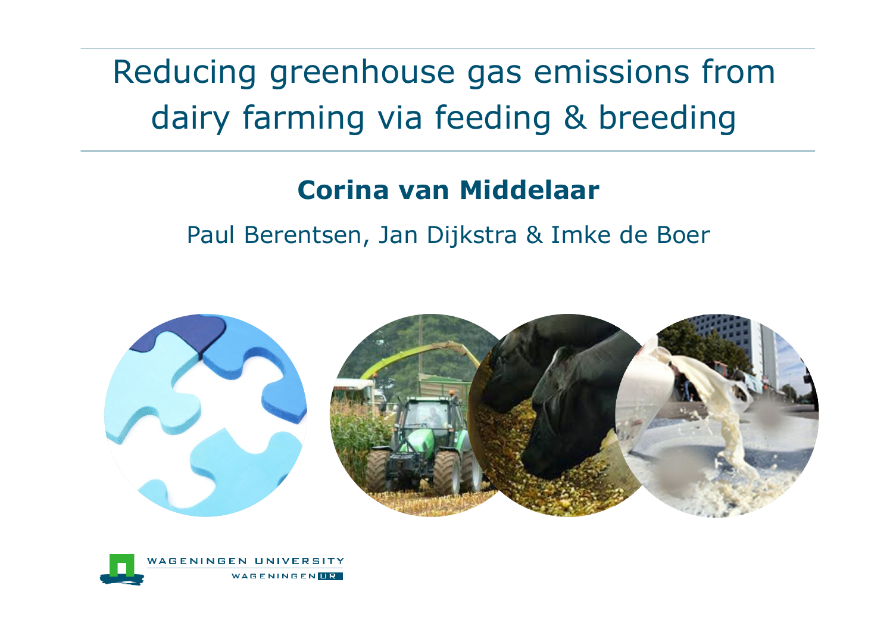# Reducing greenhouse gas emissions from dairy farming via feeding & breeding

**Corina van Middelaar**

Paul Berentsen, Jan Dijkstra & Imke de Boer

WAGENINGEN UNIVERSITY

WAGENINGEN UR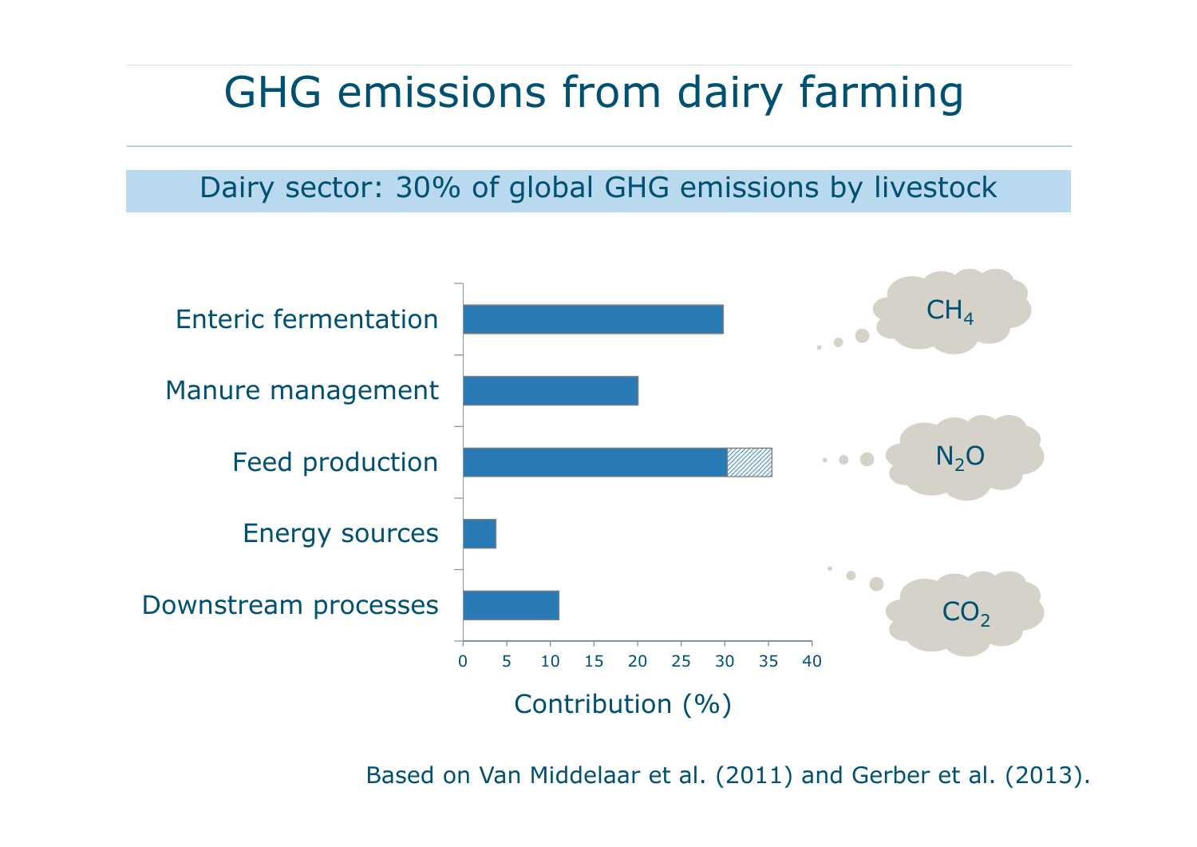# GHG emissions from dairy farming

Dairy sector: 30% of global GHG emissions by livestock

Enteric fermentation

Manure management

Feed production

Energy sources

Downstream processes

0 5 10 15 20 25 30 35 40

Contribution (%)

$CH_4$

$N_2O$

$CO_2$

Based on Van Middelaar et al. (2011) and Gerber et al. (2013).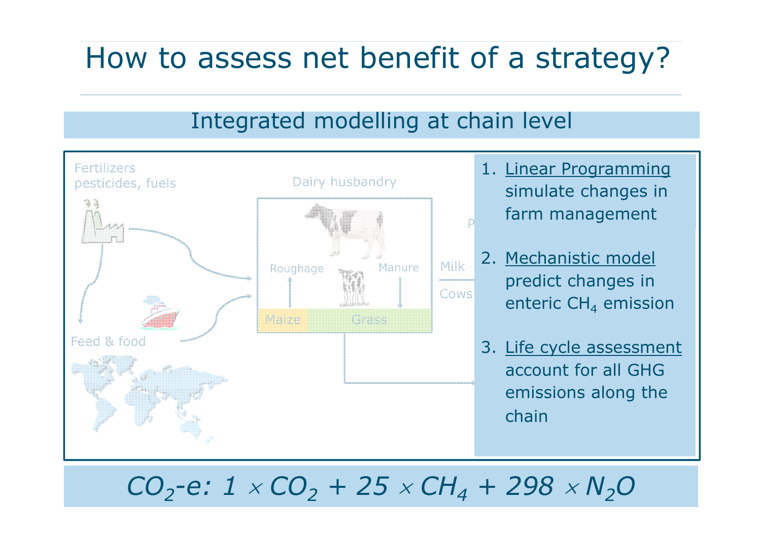# How to assess net benefit of a strategy?

## Integrated modelling at chain level

Fertilizers pesticides, fuels

Dairy husbandry

Roughage

Manure

Maize

Grass

Milk

Cows

Feed & food

1. Linear Programming simulate changes in farm management
2. Mechanistic model predict changes in enteric $CH_4$ emission
3. Life cycle assessment account for all GHG emissions along the chain

$$CO_2\text{-e: } 1 \times CO_2 + 25 \times CH_4 + 298 \times N_2O$$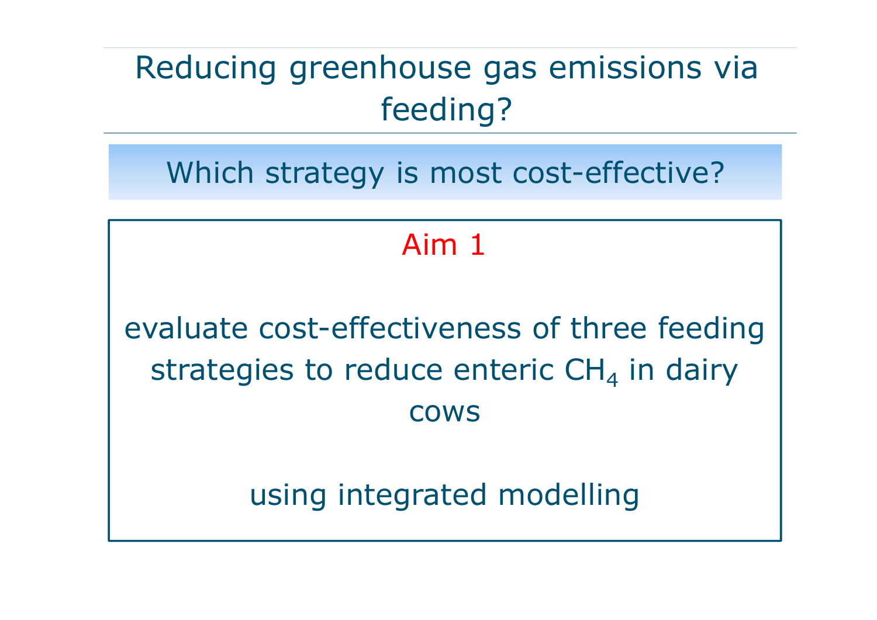# Reducing greenhouse gas emissions via feeding?

## Which strategy is most cost-effective?

**Aim 1**

evaluate cost-effectiveness of three feeding strategies to reduce enteric $CH_4$ in dairy cows

using integrated modelling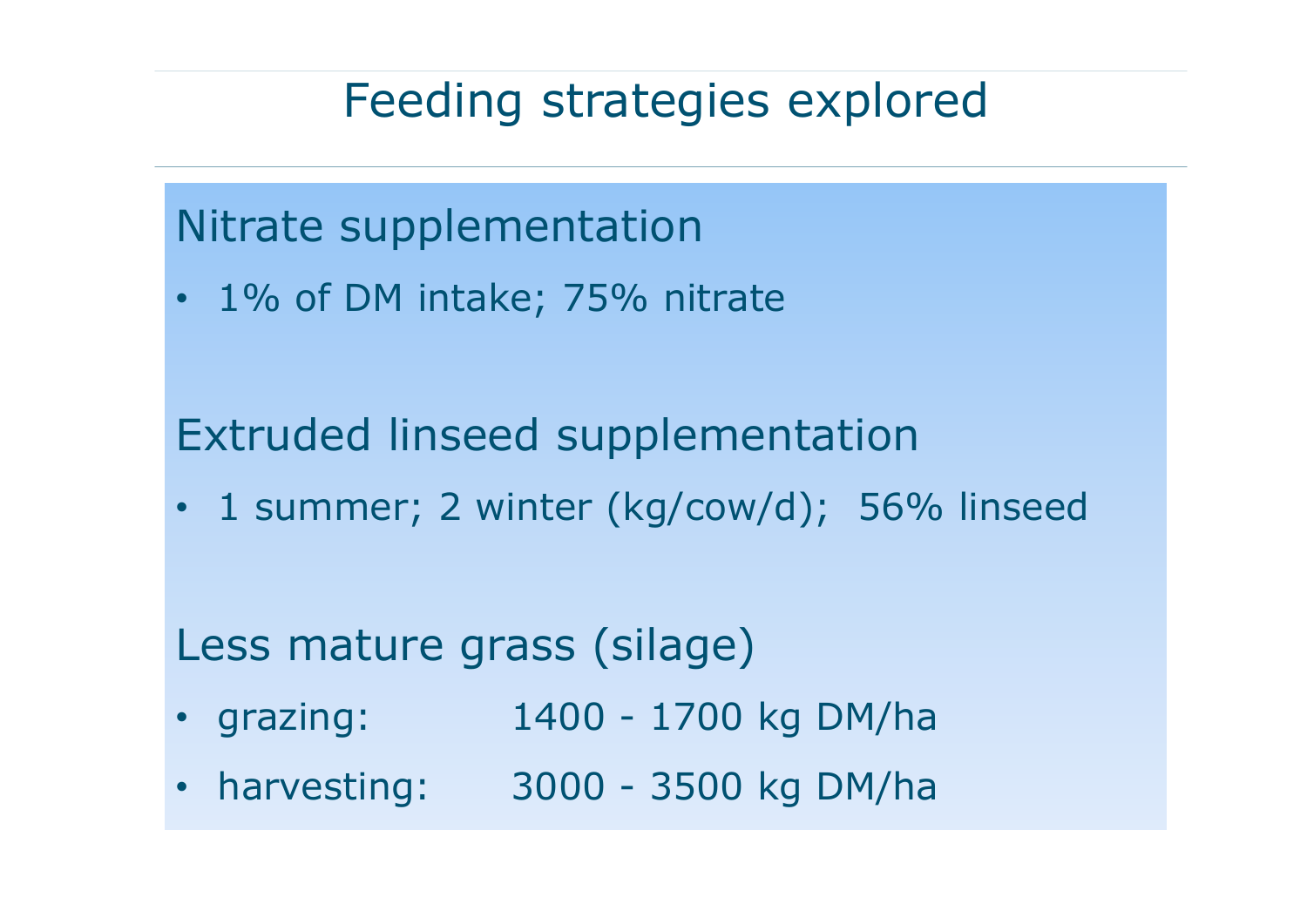# Feeding strategies explored

## Nitrate supplementation

- 1% of DM intake; 75% nitrate

## Extruded linseed supplementation

- 1 summer; 2 winter (kg/cow/d); 56% linseed

## Less mature grass (silage)

- grazing: 1400 - 1700 kg DM/ha
- harvesting: 3000 - 3500 kg DM/ha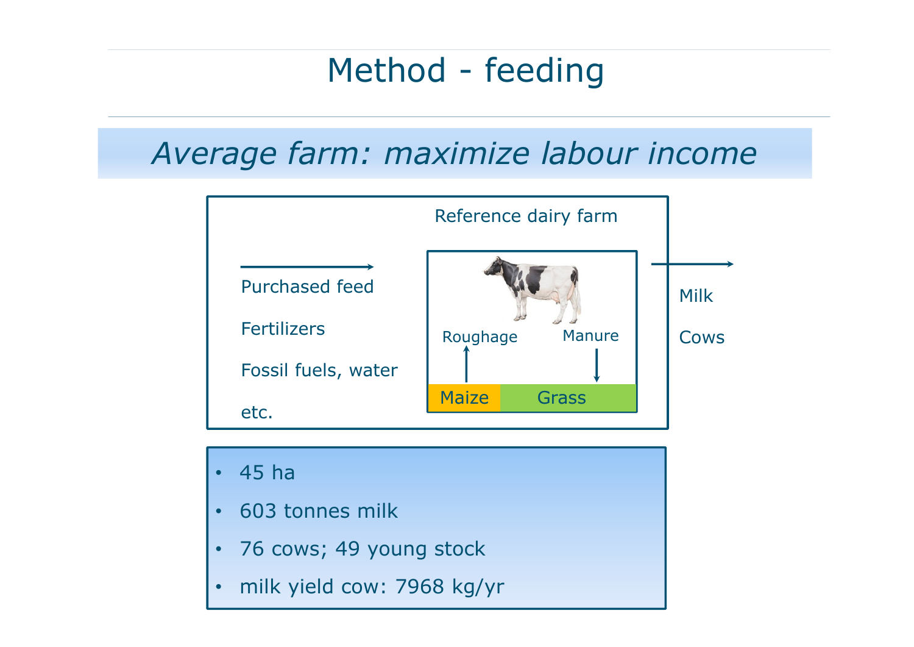# Method - feeding

*Average farm: maximize labour income*

Reference dairy farm

Purchased feed

Fertilizers

Fossil fuels, water

etc.

Roughage

Manure

Maize

Grass

Milk

Cows

- 45 ha
- 603 tonnes milk
- 76 cows; 49 young stock
- milk yield cow: 7968 kg/yr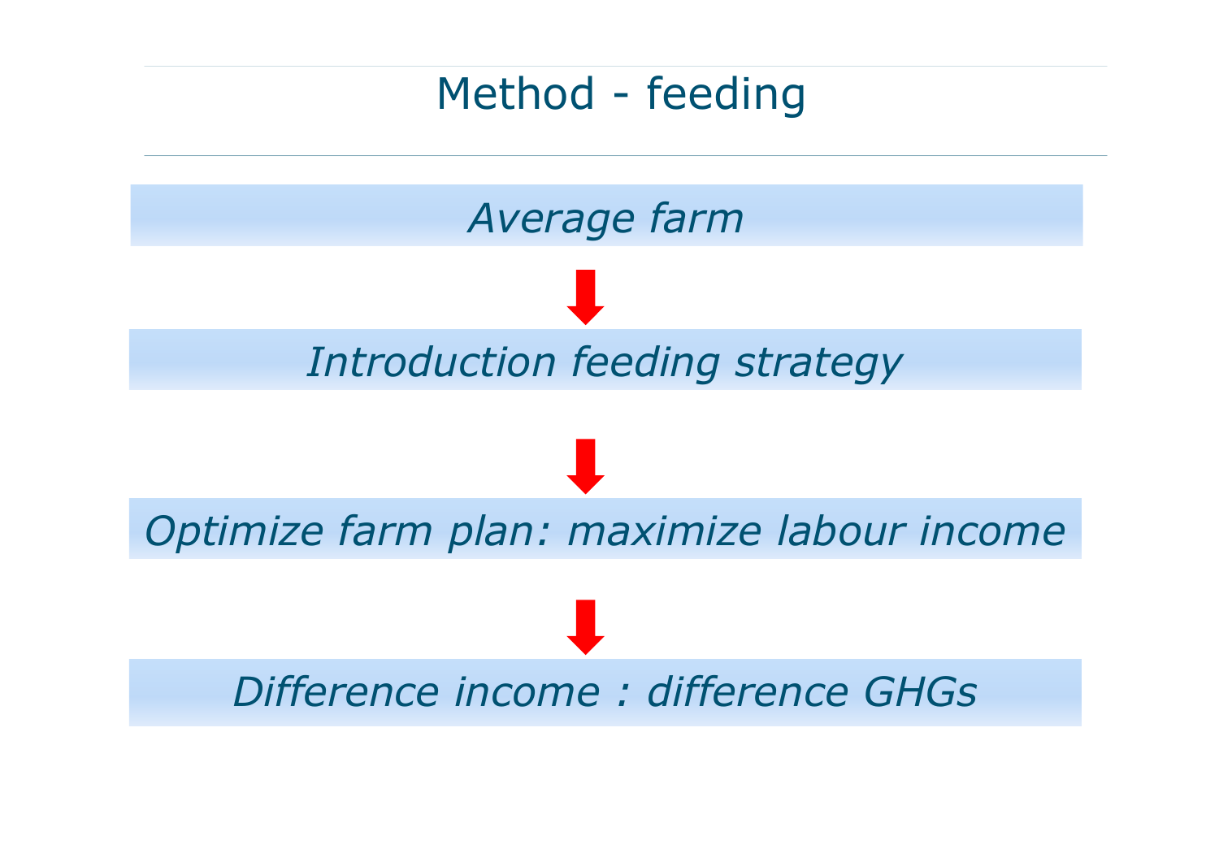# Method - feeding

*Average farm*

*Introduction feeding strategy*

*Optimize farm plan: maximize labour income*

*Difference income : difference GHGs*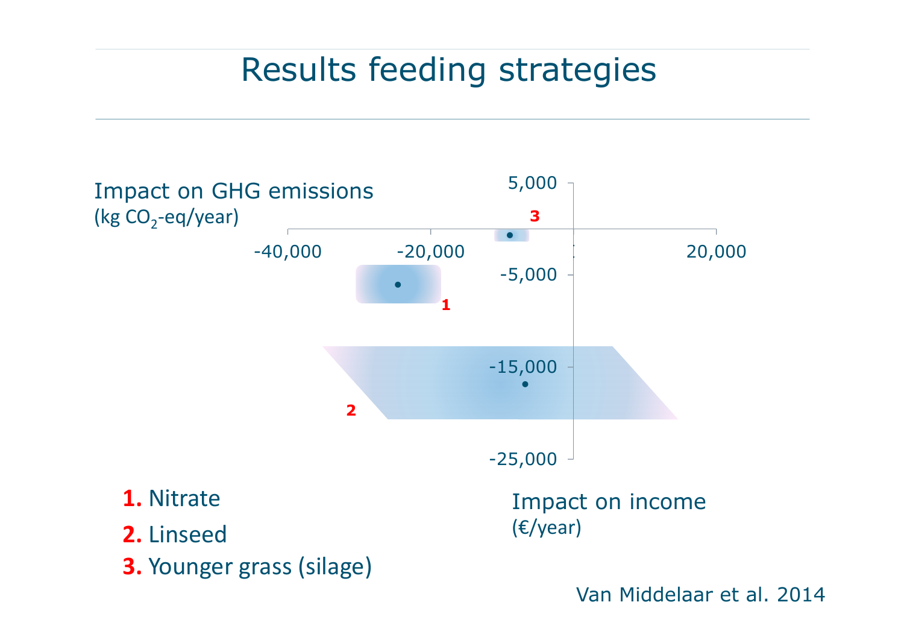# Results feeding strategies

Impact on GHG emissions
(kg $CO_2$-eq/year)

5,000

-40,000

-20,000

20,000

-5,000

-15,000

-25,000

3

1

2

Impact on income
(€/year)

**1.** Nitrate

**2.** Linseed

**3.** Younger grass (silage)

Van Middelaar et al. 2014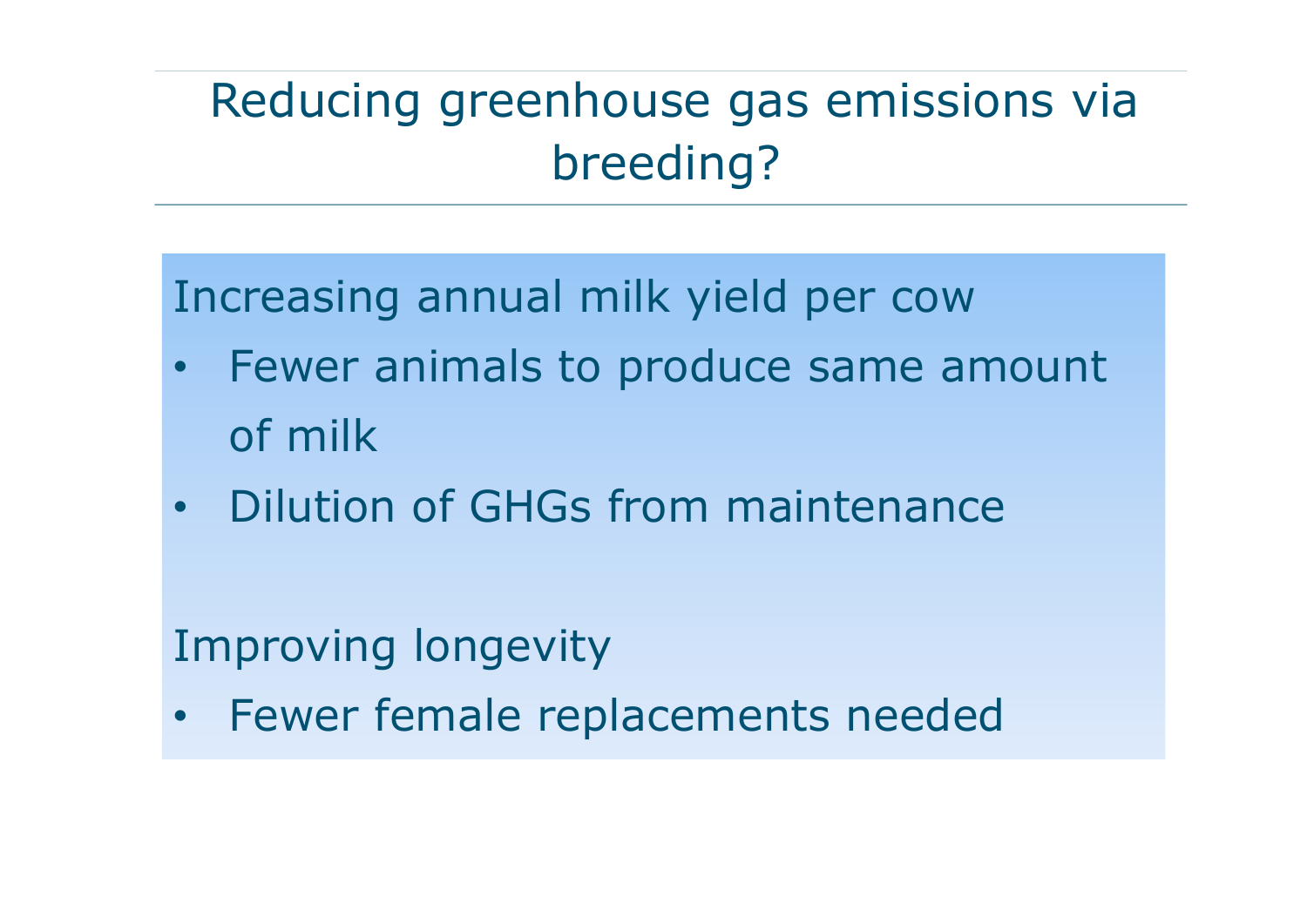# Reducing greenhouse gas emissions via breeding?

Increasing annual milk yield per cow

- Fewer animals to produce same amount of milk
- Dilution of GHGs from maintenance

Improving longevity

- Fewer female replacements needed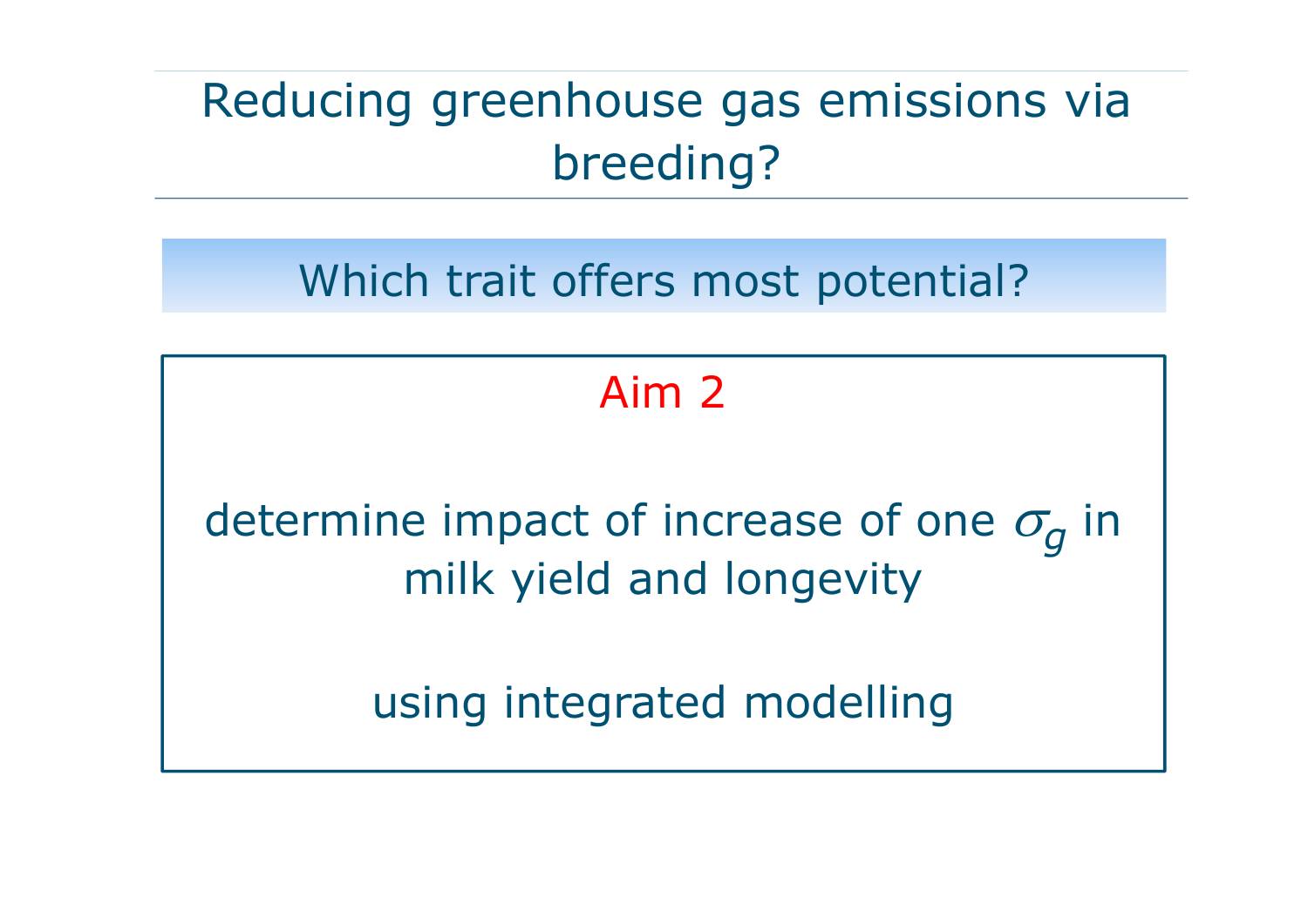# Reducing greenhouse gas emissions via breeding?

## Which trait offers most potential?

Aim 2

determine impact of increase of one $\sigma_g$ in milk yield and longevity

using integrated modelling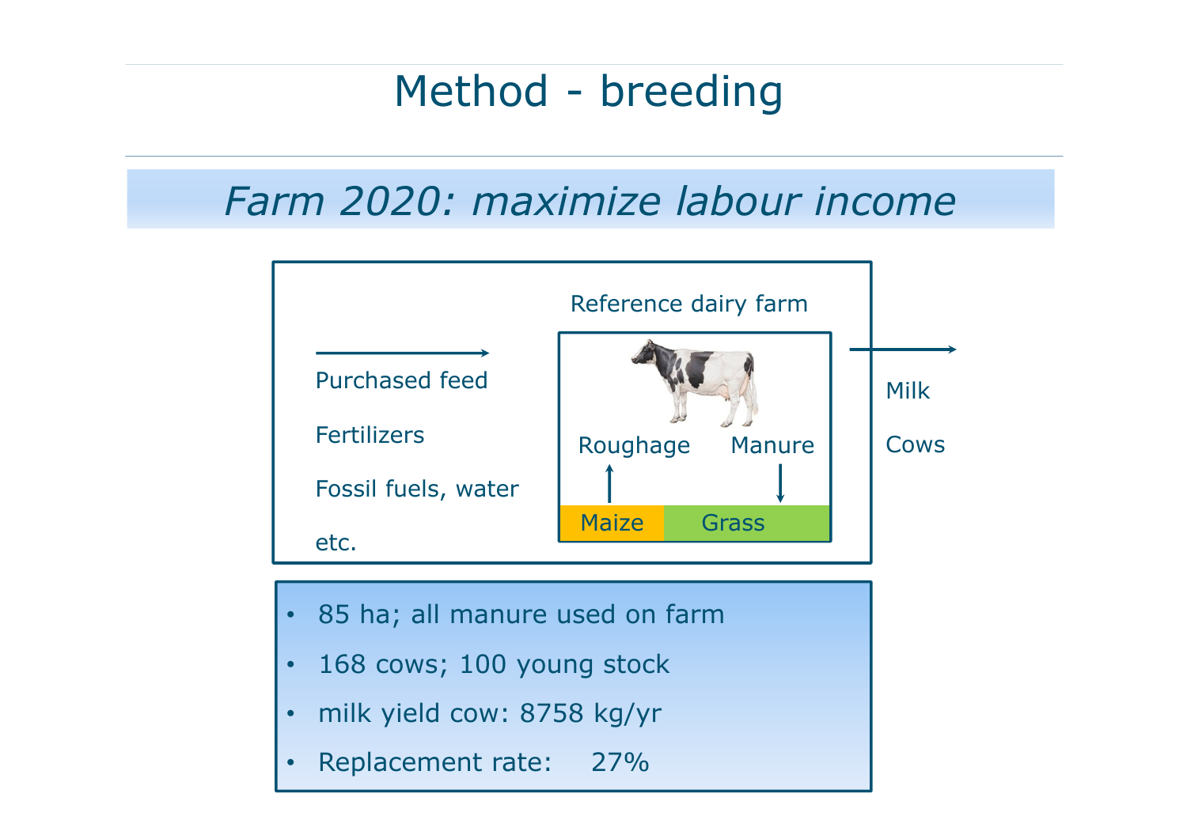# Method - breeding

## *Farm 2020: maximize labour income*

Reference dairy farm

Purchased feed

Fertilizers

Fossil fuels, water

etc.

Roughage

Manure

Maize

Grass

Milk

Cows

- 85 ha; all manure used on farm
- 168 cows; 100 young stock
- milk yield cow: 8758 kg/yr
- Replacement rate: 27%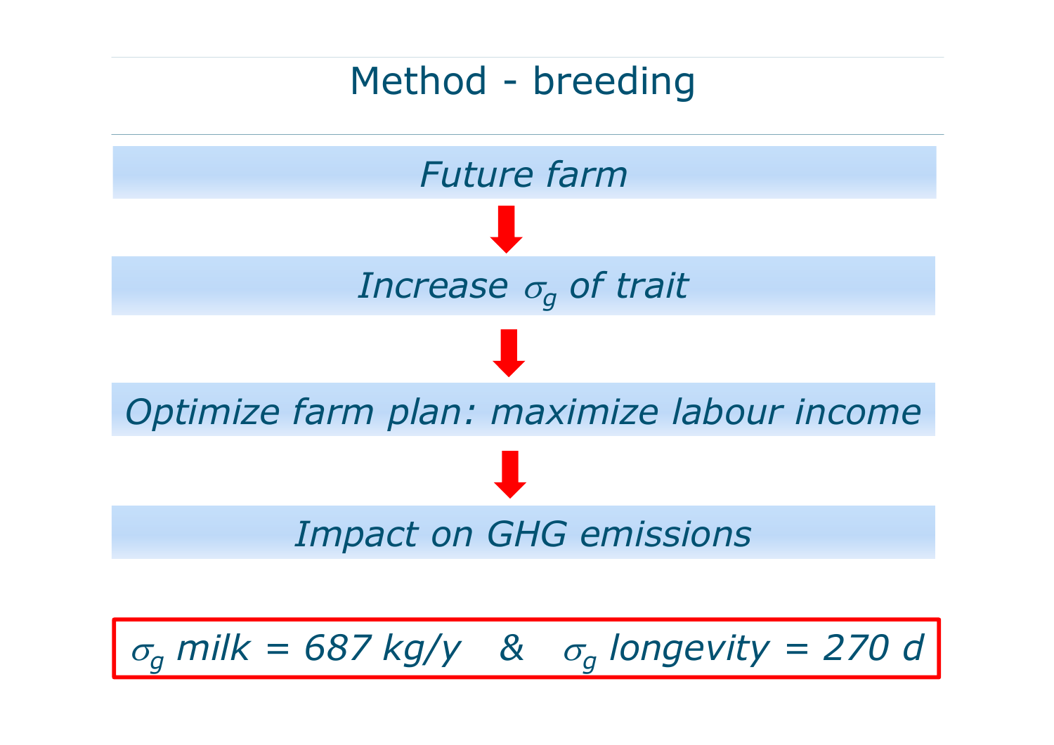# Method - breeding

*Future farm*

↓

*Increase $\sigma_g$ of trait*

↓

*Optimize farm plan: maximize labour income*

↓

*Impact on GHG emissions*

*$\sigma_g$ milk = 687 kg/y & $\sigma_g$ longevity = 270 d*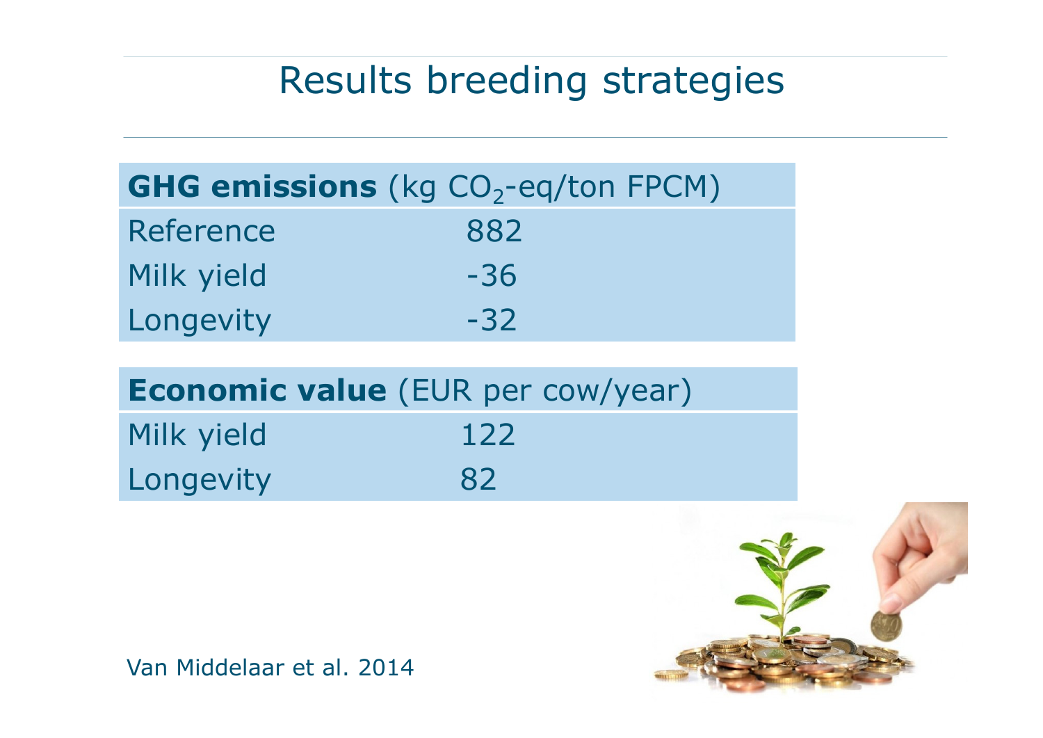# Results breeding strategies

| **GHG emissions** (kg $CO_2$-eq/ton FPCM) | |
|---|---|
| Reference | 882 |
| Milk yield | -36 |
| Longevity | -32 |

| **Economic value** (EUR per cow/year) | |
|---|---|
| Milk yield | 122 |
| Longevity | 82 |

Van Middelaar et al. 2014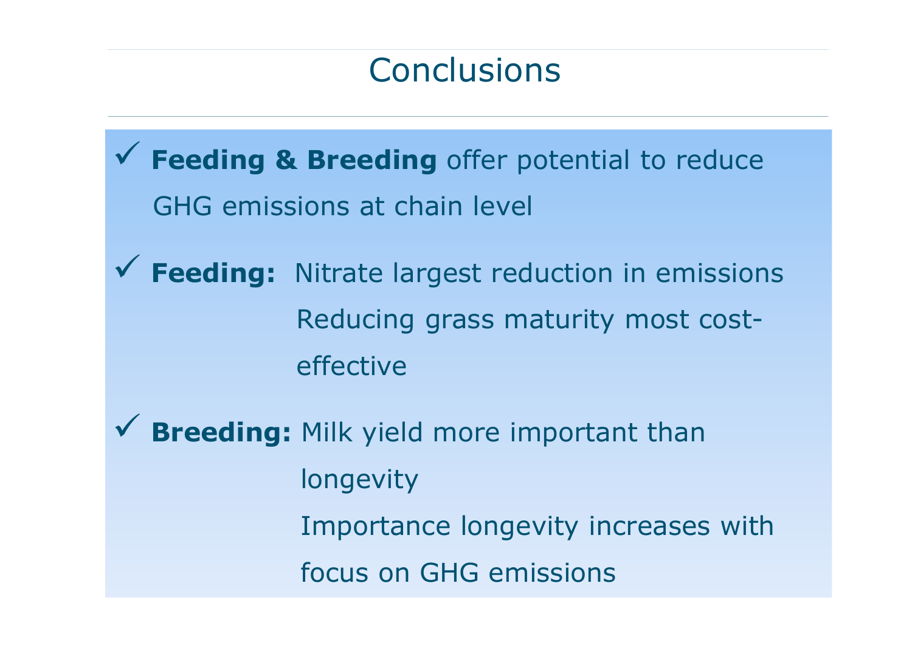# Conclusions

- ✓ **Feeding & Breeding** offer potential to reduce GHG emissions at chain level
- ✓ **Feeding:** Nitrate largest reduction in emissions
  Reducing grass maturity most cost-effective
- ✓ **Breeding:** Milk yield more important than longevity
  Importance longevity increases with focus on GHG emissions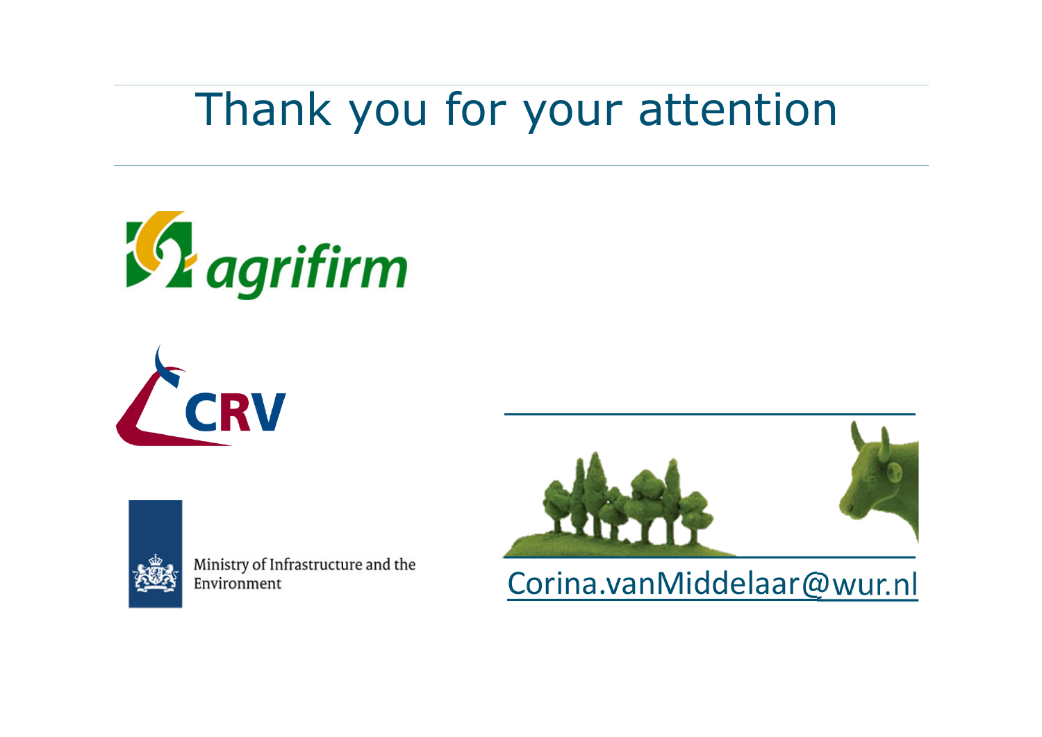# Thank you for your attention

agrifirm

CRV

Ministry of Infrastructure and the Environment

Corina.vanMiddelaar@wur.nl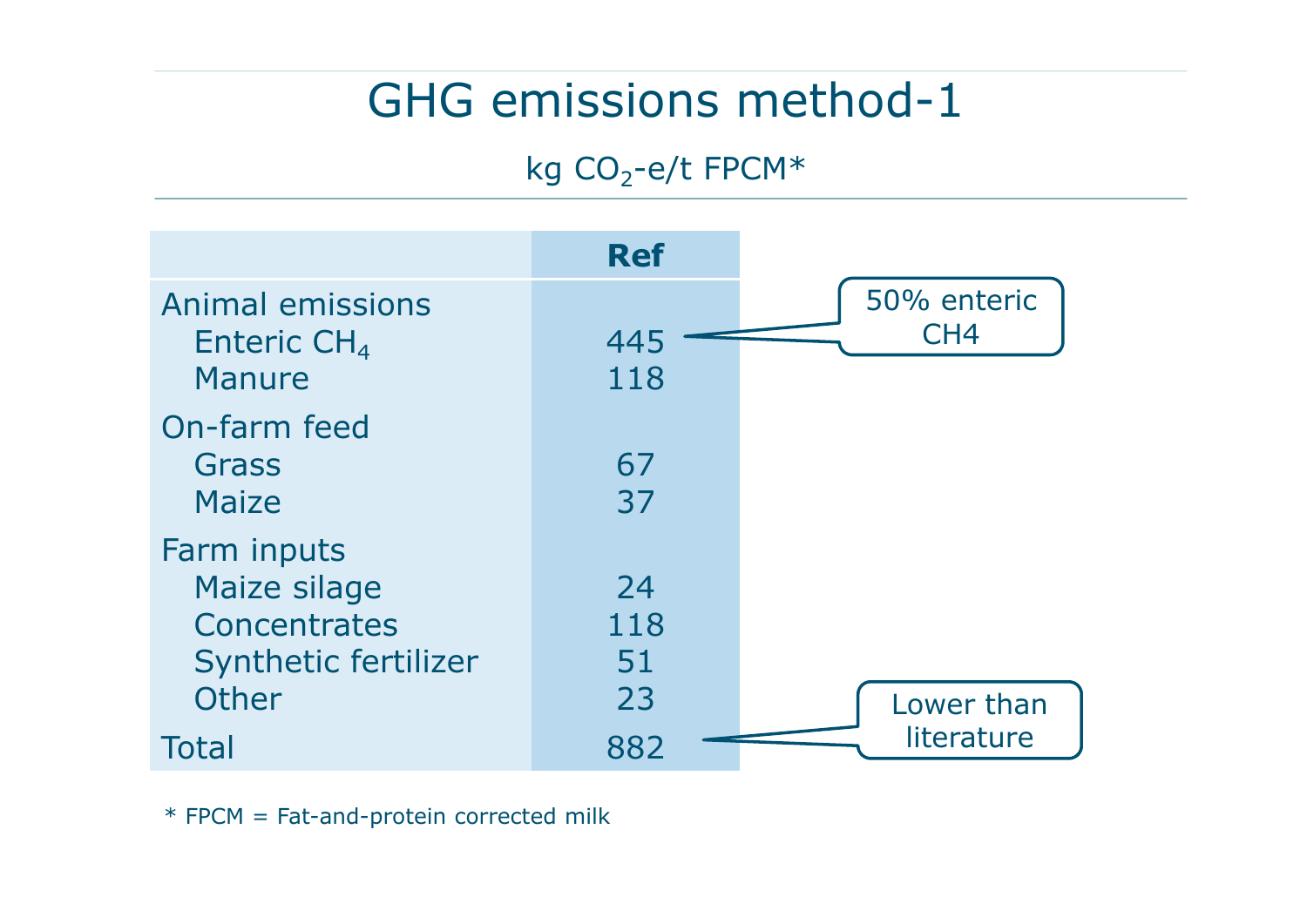# GHG emissions method-1

kg $CO_2$-e/t FPCM*

| | Ref |
|---|---|
| Animal emissions | |
| Enteric $CH_4$ | 445 |
| Manure | 118 |
| On-farm feed | |
| Grass | 67 |
| Maize | 37 |
| Farm inputs | |
| Maize silage | 24 |
| Concentrates | 118 |
| Synthetic fertilizer | 51 |
| Other | 23 |
| Total | 882 |

50% enteric CH4

Lower than literature

* FPCM = Fat-and-protein corrected milk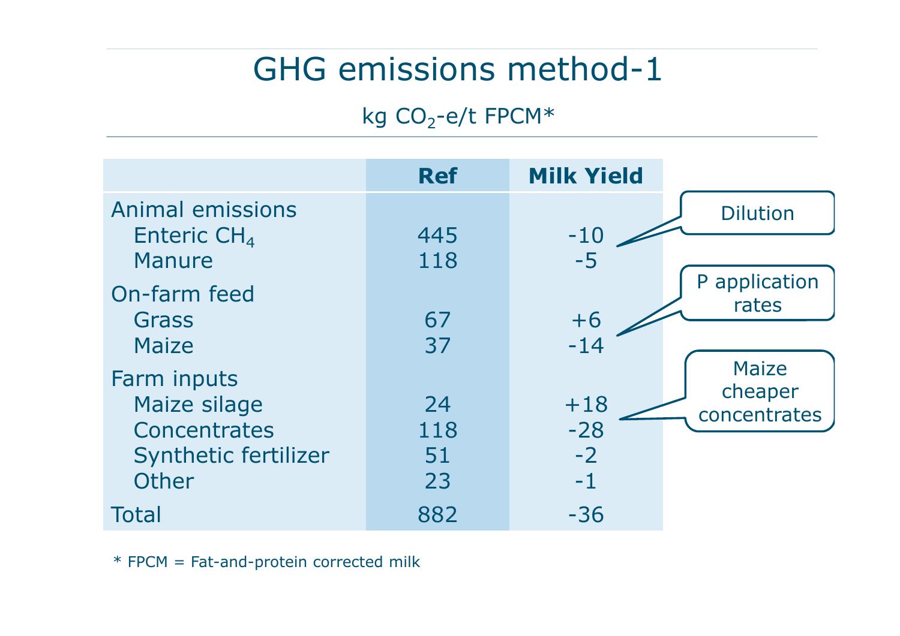# GHG emissions method-1

kg $CO_2$-e/t FPCM*

| | Ref | Milk Yield |
|---|---|---|
| Animal emissions | | |
| Enteric $CH_4$ | 445 | -10 |
| Manure | 118 | -5 |
| On-farm feed | | |
| Grass | 67 | +6 |
| Maize | 37 | -14 |
| Farm inputs | | |
| Maize silage | 24 | +18 |
| Concentrates | 118 | -28 |
| Synthetic fertilizer | 51 | -2 |
| Other | 23 | -1 |
| Total | 882 | -36 |

Dilution

P application rates

Maize cheaper concentrates

* FPCM = Fat-and-protein corrected milk